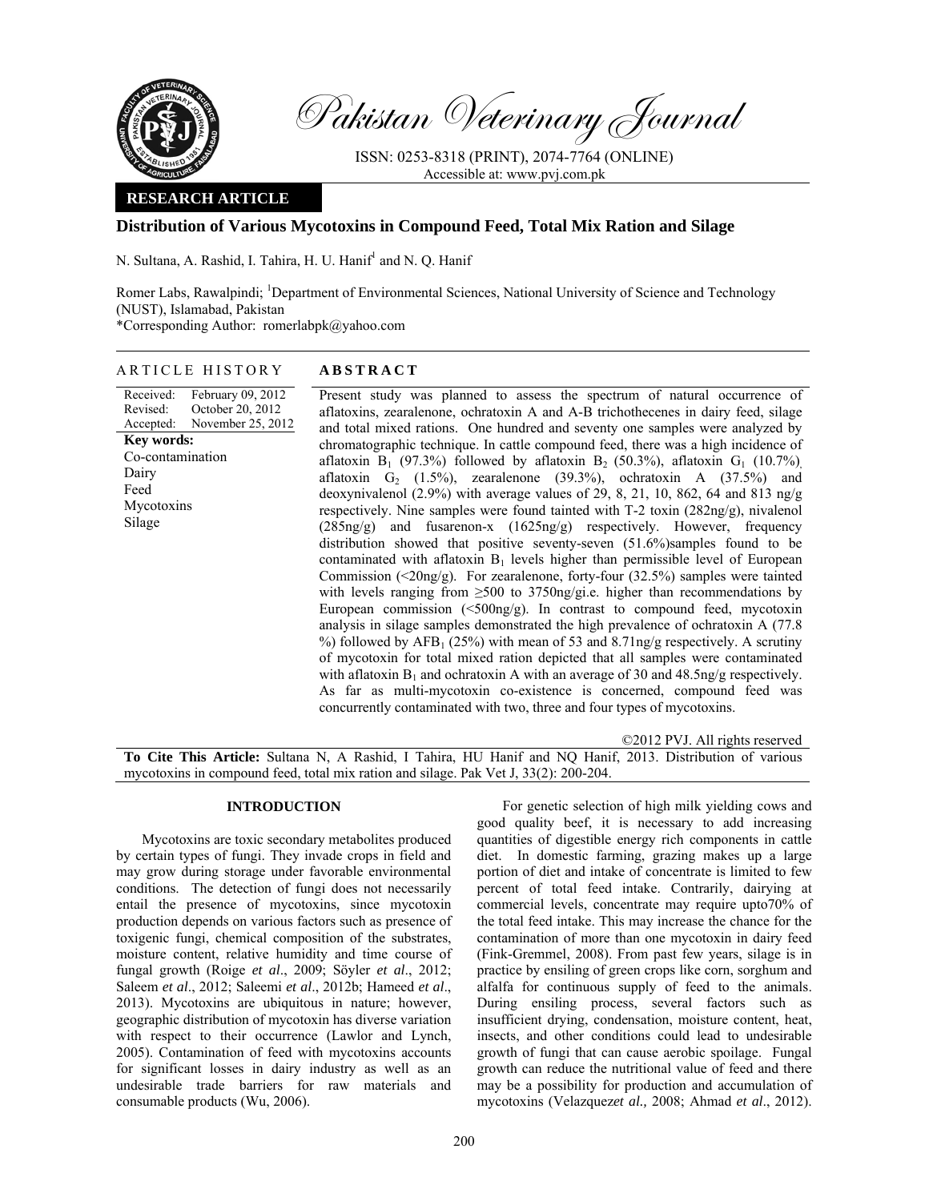Pakistan Veterinary Journal

ISSN: 0253-8318 (PRINT), 2074-7764 (ONLINE)
Accessible at: www.pvj.com.pk

**RESEARCH ARTICLE**

# Distribution of Various Mycotoxins in Compound Feed, Total Mix Ration and Silage

N. Sultana, A. Rashid, I. Tahira, H. U. Hanif[1] and N. Q. Hanif

Romer Labs, Rawalpindi; [1]Department of Environmental Sciences, National University of Science and Technology (NUST), Islamabad, Pakistan
*Corresponding Author: romerlabpk@yahoo.com

## ARTICLE HISTORY

Received: February 09, 2012
Revised: October 20, 2012
Accepted: November 25, 2012

**Key words:**
Co-contamination
Dairy
Feed
Mycotoxins
Silage

## ABSTRACT

Present study was planned to assess the spectrum of natural occurrence of aflatoxins, zearalenone, ochratoxin A and A-B trichothecenes in dairy feed, silage and total mixed rations. One hundred and seventy one samples were analyzed by chromatographic technique. In cattle compound feed, there was a high incidence of aflatoxin $B_1$ (97.3%) followed by aflatoxin $B_2$ (50.3%), aflatoxin $G_1$ (10.7%), aflatoxin $G_2$ (1.5%), zearalenone (39.3%), ochratoxin A (37.5%) and deoxynivalenol (2.9%) with average values of 29, 8, 21, 10, 862, 64 and 813 ng/g respectively. Nine samples were found tainted with T-2 toxin (282ng/g), nivalenol (285ng/g) and fusarenon-x (1625ng/g) respectively. However, frequency distribution showed that positive seventy-seven (51.6%)samples found to be contaminated with aflatoxin $B_1$ levels higher than permissible level of European Commission (<20ng/g). For zearalenone, forty-four (32.5%) samples were tainted with levels ranging from ≥500 to 3750ng/gi.e. higher than recommendations by European commission (<500ng/g). In contrast to compound feed, mycotoxin analysis in silage samples demonstrated the high prevalence of ochratoxin A (77.8 %) followed by $AFB_1$ (25%) with mean of 53 and 8.71ng/g respectively. A scrutiny of mycotoxin for total mixed ration depicted that all samples were contaminated with aflatoxin $B_1$ and ochratoxin A with an average of 30 and 48.5ng/g respectively. As far as multi-mycotoxin co-existence is concerned, compound feed was concurrently contaminated with two, three and four types of mycotoxins.

©2012 PVJ. All rights reserved

**To Cite This Article:** Sultana N, A Rashid, I Tahira, HU Hanif and NQ Hanif, 2013. Distribution of various mycotoxins in compound feed, total mix ration and silage. Pak Vet J, 33(2): 200-204.

## INTRODUCTION

Mycotoxins are toxic secondary metabolites produced by certain types of fungi. They invade crops in field and may grow during storage under favorable environmental conditions. The detection of fungi does not necessarily entail the presence of mycotoxins, since mycotoxin production depends on various factors such as presence of toxigenic fungi, chemical composition of the substrates, moisture content, relative humidity and time course of fungal growth (Roige *et al*., 2009; Söyler *et al*., 2012; Saleem *et al*., 2012; Saleemi *et al*., 2012b; Hameed *et al*., 2013). Mycotoxins are ubiquitous in nature; however, geographic distribution of mycotoxin has diverse variation with respect to their occurrence (Lawlor and Lynch, 2005). Contamination of feed with mycotoxins accounts for significant losses in dairy industry as well as an undesirable trade barriers for raw materials and consumable products (Wu, 2006).

For genetic selection of high milk yielding cows and good quality beef, it is necessary to add increasing quantities of digestible energy rich components in cattle diet. In domestic farming, grazing makes up a large portion of diet and intake of concentrate is limited to few percent of total feed intake. Contrarily, dairying at commercial levels, concentrate may require upto70% of the total feed intake. This may increase the chance for the contamination of more than one mycotoxin in dairy feed (Fink-Gremmel, 2008). From past few years, silage is in practice by ensiling of green crops like corn, sorghum and alfalfa for continuous supply of feed to the animals. During ensiling process, several factors such as insufficient drying, condensation, moisture content, heat, insects, and other conditions could lead to undesirable growth of fungi that can cause aerobic spoilage. Fungal growth can reduce the nutritional value of feed and there may be a possibility for production and accumulation of mycotoxins (Velazquez*et al.,* 2008; Ahmad *et al*., 2012).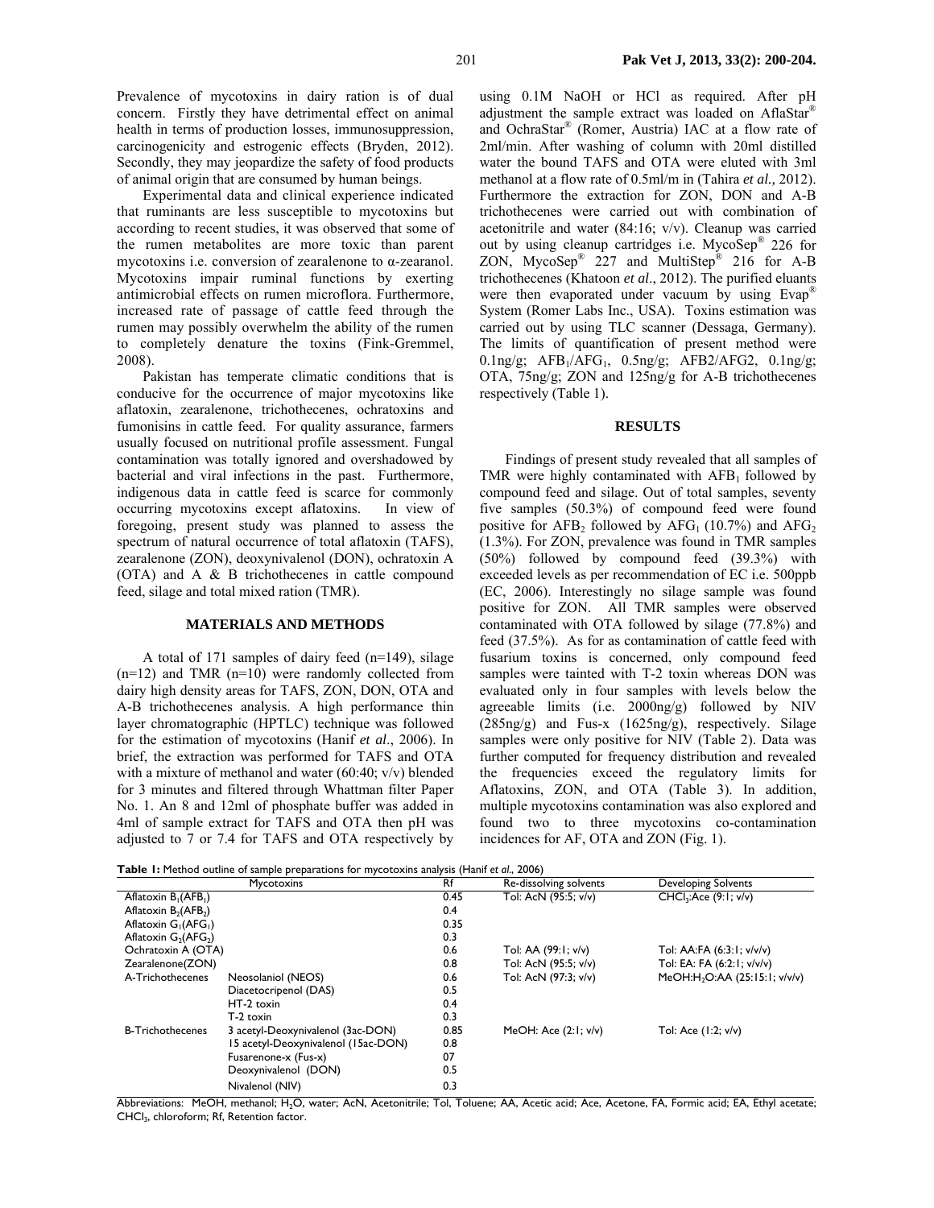Prevalence of mycotoxins in dairy ration is of dual concern. Firstly they have detrimental effect on animal health in terms of production losses, immunosuppression, carcinogenicity and estrogenic effects (Bryden, 2012). Secondly, they may jeopardize the safety of food products of animal origin that are consumed by human beings.

Experimental data and clinical experience indicated that ruminants are less susceptible to mycotoxins but according to recent studies, it was observed that some of the rumen metabolites are more toxic than parent mycotoxins i.e. conversion of zearalenone to α-zearanol. Mycotoxins impair ruminal functions by exerting antimicrobial effects on rumen microflora. Furthermore, increased rate of passage of cattle feed through the rumen may possibly overwhelm the ability of the rumen to completely denature the toxins (Fink-Gremmel, 2008).

Pakistan has temperate climatic conditions that is conducive for the occurrence of major mycotoxins like aflatoxin, zearalenone, trichothecenes, ochratoxins and fumonisins in cattle feed. For quality assurance, farmers usually focused on nutritional profile assessment. Fungal contamination was totally ignored and overshadowed by bacterial and viral infections in the past. Furthermore, indigenous data in cattle feed is scarce for commonly occurring mycotoxins except aflatoxins. In view of foregoing, present study was planned to assess the spectrum of natural occurrence of total aflatoxin (TAFS), zearalenone (ZON), deoxynivalenol (DON), ochratoxin A (OTA) and A & B trichothecenes in cattle compound feed, silage and total mixed ration (TMR).

## MATERIALS AND METHODS

A total of 171 samples of dairy feed (n=149), silage (n=12) and TMR (n=10) were randomly collected from dairy high density areas for TAFS, ZON, DON, OTA and A-B trichothecenes analysis. A high performance thin layer chromatographic (HPTLC) technique was followed for the estimation of mycotoxins (Hanif *et al*., 2006). In brief, the extraction was performed for TAFS and OTA with a mixture of methanol and water (60:40; v/v) blended for 3 minutes and filtered through Whattman filter Paper No. 1. An 8 and 12ml of phosphate buffer was added in 4ml of sample extract for TAFS and OTA then pH was adjusted to 7 or 7.4 for TAFS and OTA respectively by using 0.1M NaOH or HCl as required. After pH adjustment the sample extract was loaded on AflaStar® and OchraStar® (Romer, Austria) IAC at a flow rate of 2ml/min. After washing of column with 20ml distilled water the bound TAFS and OTA were eluted with 3ml methanol at a flow rate of 0.5ml/m in (Tahira *et al.,* 2012). Furthermore the extraction for ZON, DON and A-B trichothecenes were carried out with combination of acetonitrile and water (84:16; v/v). Cleanup was carried out by using cleanup cartridges i.e. MycoSep® 226 for ZON, MycoSep® 227 and MultiStep® 216 for A-B trichothecenes (Khatoon *et al*., 2012). The purified eluants were then evaporated under vacuum by using Evap® System (Romer Labs Inc., USA). Toxins estimation was carried out by using TLC scanner (Dessaga, Germany). The limits of quantification of present method were 0.1ng/g; $AFB_1$/$AFG_1$, 0.5ng/g; AFB2/AFG2, 0.1ng/g; OTA, 75ng/g; ZON and 125ng/g for A-B trichothecenes respectively (Table 1).

## RESULTS

Findings of present study revealed that all samples of TMR were highly contaminated with $AFB_1$ followed by compound feed and silage. Out of total samples, seventy five samples (50.3%) of compound feed were found positive for $AFB_2$ followed by $AFG_1$ (10.7%) and $AFG_2$ (1.3%). For ZON, prevalence was found in TMR samples (50%) followed by compound feed (39.3%) with exceeded levels as per recommendation of EC i.e. 500ppb (EC, 2006). Interestingly no silage sample was found positive for ZON. All TMR samples were observed contaminated with OTA followed by silage (77.8%) and feed (37.5%). As for as contamination of cattle feed with fusarium toxins is concerned, only compound feed samples were tainted with T-2 toxin whereas DON was evaluated only in four samples with levels below the agreeable limits (i.e. 2000ng/g) followed by NIV (285ng/g) and Fus-x (1625ng/g), respectively. Silage samples were only positive for NIV (Table 2). Data was further computed for frequency distribution and revealed the frequencies exceed the regulatory limits for Aflatoxins, ZON, and OTA (Table 3). In addition, multiple mycotoxins contamination was also explored and found two to three mycotoxins co-contamination incidences for AF, OTA and ZON (Fig. 1).

**Table 1:** Method outline of sample preparations for mycotoxins analysis (Hanif *et al*., 2006)

| Mycotoxins | | Rf | Re-dissolving solvents | Developing Solvents |
|---|---|---|---|---|
| Aflatoxin $B_1$($AFB_1$) | | 0.45 | Tol: AcN (95:5; v/v) | $CHCl_3$:Ace (9:1; v/v) |
| Aflatoxin $B_2$($AFB_2$) | | 0.4 | | |
| Aflatoxin $G_1$($AFG_1$) | | 0.35 | | |
| Aflatoxin $G_2$($AFG_2$) | | 0.3 | | |
| Ochratoxin A (OTA) | | 0.6 | Tol: AA (99:1; v/v) | Tol: AA:FA (6:3:1; v/v/v) |
| Zearalenone(ZON) | | 0.8 | Tol: AcN (95:5; v/v) | Tol: EA: FA (6:2:1; v/v/v) |
| A-Trichothecenes | Neosolaniol (NEOS) | 0.6 | Tol: AcN (97:3; v/v) | MeOH:$H_2O$:AA (25:15:1; v/v/v) |
| | Diacetocripenol (DAS) | 0.5 | | |
| | HT-2 toxin | 0.4 | | |
| | T-2 toxin | 0.3 | | |
| B-Trichothecenes | 3 acetyl-Deoxynivalenol (3ac-DON) | 0.85 | MeOH: Ace (2:1; v/v) | Tol: Ace (1:2; v/v) |
| | 15 acetyl-Deoxynivalenol (15ac-DON) | 0.8 | | |
| | Fusarenone-x (Fus-x) | 07 | | |
| | Deoxynivalenol (DON) | 0.5 | | |
| | Nivalenol (NIV) | 0.3 | | |

Abbreviations: MeOH, methanol; $H_2O$, water; AcN, Acetonitrile; Tol, Toluene; AA, Acetic acid; Ace, Acetone, FA, Formic acid; EA, Ethyl acetate; $CHCl_3$, chloroform; Rf, Retention factor.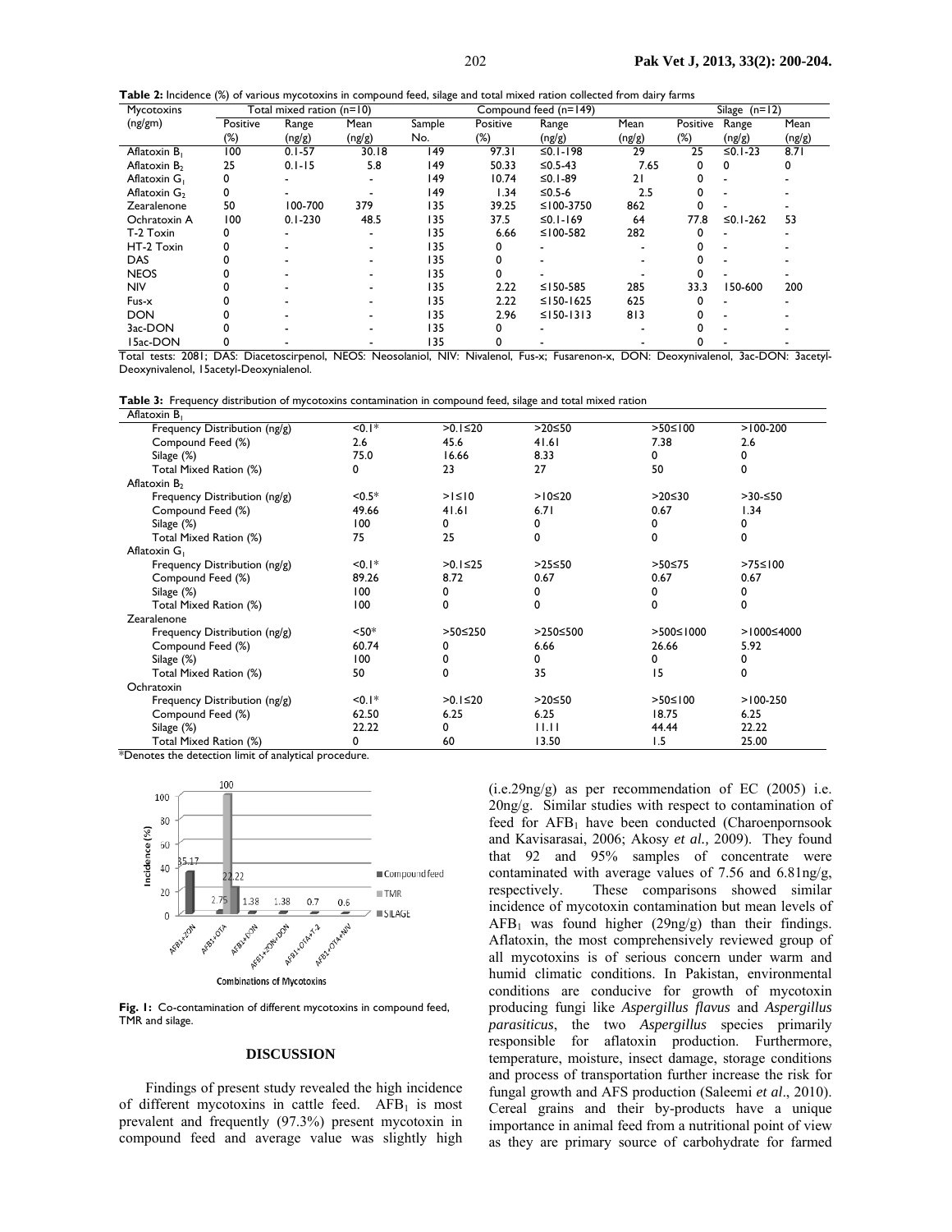**Table 2:** Incidence (%) of various mycotoxins in compound feed, silage and total mixed ration collected from dairy farms

| Mycotoxins (ng/gm) | Total mixed ration (n=10) | | | Compound feed (n=149) | | | | Silage (n=12) | | |
|---|---|---|---|---|---|---|---|---|---|---|
| | Positive (%) | Range (ng/g) | Mean (ng/g) | Sample No. | Positive (%) | Range (ng/g) | Mean (ng/g) | Positive (%) | Range (ng/g) | Mean (ng/g) |
| Aflatoxin $B_1$ | 100 | 0.1-57 | 30.18 | 149 | 97.31 | ≤0.1-198 | 29 | 25 | ≤0.1-23 | 8.71 |
| Aflatoxin $B_2$ | 25 | 0.1-15 | 5.8 | 149 | 50.33 | ≤0.5-43 | 7.65 | 0 | 0 | 0 |
| Aflatoxin $G_1$ | 0 | - | - | 149 | 10.74 | ≤0.1-89 | 21 | 0 | - | - |
| Aflatoxin $G_2$ | 0 | - | - | 149 | 1.34 | ≤0.5-6 | 2.5 | 0 | - | - |
| Zearalenone | 50 | 100-700 | 379 | 135 | 39.25 | ≤100-3750 | 862 | 0 | - | - |
| Ochratoxin A | 100 | 0.1-230 | 48.5 | 135 | 37.5 | ≤0.1-169 | 64 | 77.8 | ≤0.1-262 | 53 |
| T-2 Toxin | 0 | - | - | 135 | 6.66 | ≤100-582 | 282 | 0 | - | - |
| HT-2 Toxin | 0 | - | - | 135 | 0 | - | - | 0 | - | - |
| DAS | 0 | - | - | 135 | 0 | - | - | 0 | - | - |
| NEOS | 0 | - | - | 135 | 0 | - | - | 0 | - | - |
| NIV | 0 | - | - | 135 | 2.22 | ≤150-585 | 285 | 33.3 | 150-600 | 200 |
| Fus-x | 0 | - | - | 135 | 2.22 | ≤150-1625 | 625 | 0 | - | - |
| DON | 0 | - | - | 135 | 2.96 | ≤150-1313 | 813 | 0 | - | - |
| 3ac-DON | 0 | - | - | 135 | 0 | - | - | 0 | - | - |
| 15ac-DON | 0 | - | - | 135 | 0 | - | - | 0 | - | - |

Total tests: 2081; DAS: Diacetoscirpenol, NEOS: Neosolaniol, NIV: Nivalenol, Fus-x; Fusarenon-x, DON: Deoxynivalenol, 3ac-DON: 3acetyl-Deoxynivalenol, 15acetyl-Deoxynialenol.

**Table 3:** Frequency distribution of mycotoxins contamination in compound feed, silage and total mixed ration

| | | | | | |
|---|---|---|---|---|---|
| **Aflatoxin $B_1$** | | | | | |
| Frequency Distribution (ng/g) | <0.1* | >0.1≤20 | >20≤50 | >50≤100 | >100-200 |
| Compound Feed (%) | 2.6 | 45.6 | 41.61 | 7.38 | 2.6 |
| Silage (%) | 75.0 | 16.66 | 8.33 | 0 | 0 |
| Total Mixed Ration (%) | 0 | 23 | 27 | 50 | 0 |
| **Aflatoxin $B_2$** | | | | | |
| Frequency Distribution (ng/g) | <0.5* | >1≤10 | >10≤20 | >20≤30 | >30-≤50 |
| Compound Feed (%) | 49.66 | 41.61 | 6.71 | 0.67 | 1.34 |
| Silage (%) | 100 | 0 | 0 | 0 | 0 |
| Total Mixed Ration (%) | 75 | 25 | 0 | 0 | 0 |
| **Aflatoxin $G_1$** | | | | | |
| Frequency Distribution (ng/g) | <0.1* | >0.1≤25 | >25≤50 | >50≤75 | >75≤100 |
| Compound Feed (%) | 89.26 | 8.72 | 0.67 | 0.67 | 0.67 |
| Silage (%) | 100 | 0 | 0 | 0 | 0 |
| Total Mixed Ration (%) | 100 | 0 | 0 | 0 | 0 |
| **Zearalenone** | | | | | |
| Frequency Distribution (ng/g) | <50* | >50≤250 | >250≤500 | >500≤1000 | >1000≤4000 |
| Compound Feed (%) | 60.74 | 0 | 6.66 | 26.66 | 5.92 |
| Silage (%) | 100 | 0 | 0 | 0 | 0 |
| Total Mixed Ration (%) | 50 | 0 | 35 | 15 | 0 |
| **Ochratoxin** | | | | | |
| Frequency Distribution (ng/g) | <0.1* | >0.1≤20 | >20≤50 | >50≤100 | >100-250 |
| Compound Feed (%) | 62.50 | 6.25 | 6.25 | 18.75 | 6.25 |
| Silage (%) | 22.22 | 0 | 11.11 | 44.44 | 22.22 |
| Total Mixed Ration (%) | 0 | 60 | 13.50 | 1.5 | 25.00 |

*Denotes the detection limit of analytical procedure.

Fig. 1: Co-contamination of different mycotoxins in compound feed, TMR and silage.

## DISCUSSION

Findings of present study revealed the high incidence of different mycotoxins in cattle feed. $AFB_1$ is most prevalent and frequently (97.3%) present mycotoxin in compound feed and average value was slightly high (i.e.29ng/g) as per recommendation of EC (2005) i.e. 20ng/g. Similar studies with respect to contamination of feed for $AFB_1$ have been conducted (Charoenpornsook and Kavisarasai, 2006; Akosy *et al.,* 2009). They found that 92 and 95% samples of concentrate were contaminated with average values of 7.56 and 6.81ng/g, respectively. These comparisons showed similar incidence of mycotoxin contamination but mean levels of $AFB_1$ was found higher (29ng/g) than their findings. Aflatoxin, the most comprehensively reviewed group of all mycotoxins is of serious concern under warm and humid climatic conditions. In Pakistan, environmental conditions are conducive for growth of mycotoxin producing fungi like *Aspergillus flavus* and *Aspergillus parasiticus*, the two *Aspergillus* species primarily responsible for aflatoxin production. Furthermore, temperature, moisture, insect damage, storage conditions and process of transportation further increase the risk for fungal growth and AFS production (Saleemi *et al*., 2010). Cereal grains and their by-products have a unique importance in animal feed from a nutritional point of view as they are primary source of carbohydrate for farmed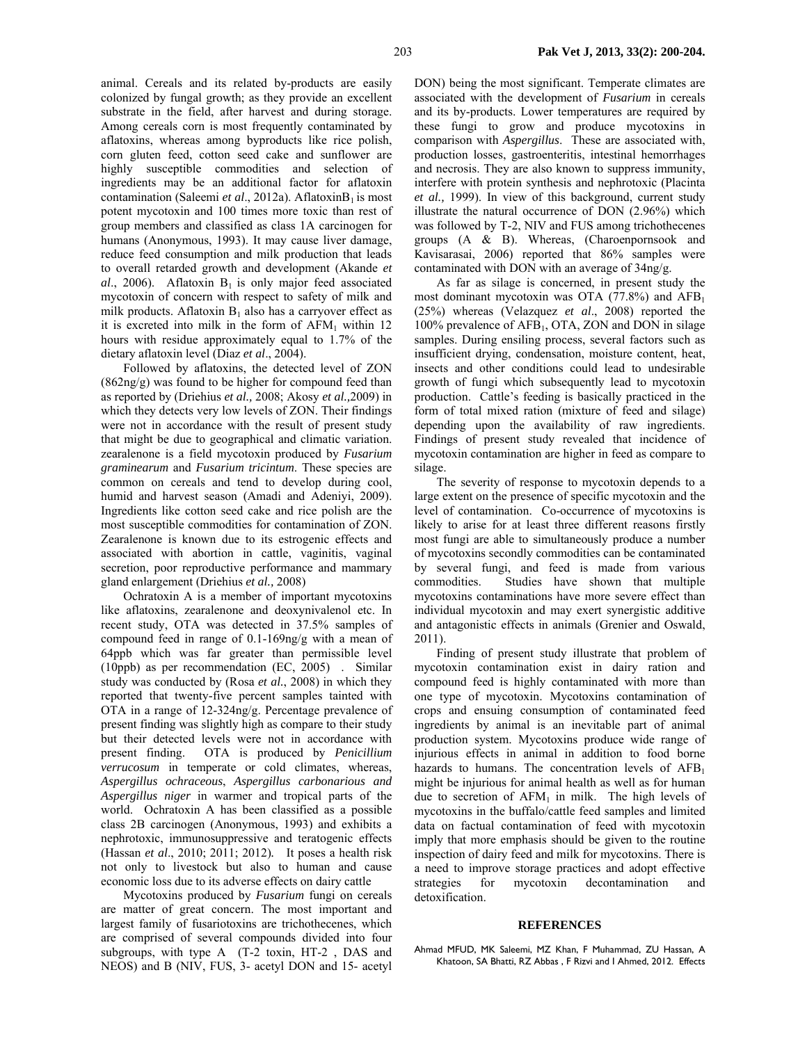animal. Cereals and its related by-products are easily colonized by fungal growth; as they provide an excellent substrate in the field, after harvest and during storage. Among cereals corn is most frequently contaminated by aflatoxins, whereas among byproducts like rice polish, corn gluten feed, cotton seed cake and sunflower are highly susceptible commodities and selection of ingredients may be an additional factor for aflatoxin contamination (Saleemi *et al*., 2012a). Aflatoxin$B_1$ is most potent mycotoxin and 100 times more toxic than rest of group members and classified as class 1A carcinogen for humans (Anonymous, 1993). It may cause liver damage, reduce feed consumption and milk production that leads to overall retarded growth and development (Akande *et al*., 2006). Aflatoxin $B_1$ is only major feed associated mycotoxin of concern with respect to safety of milk and milk products. Aflatoxin $B_1$ also has a carryover effect as it is excreted into milk in the form of $AFM_1$ within 12 hours with residue approximately equal to 1.7% of the dietary aflatoxin level (Diaz *et al*., 2004).

Followed by aflatoxins, the detected level of ZON (862ng/g) was found to be higher for compound feed than as reported by (Driehius *et al.,* 2008; Akosy *et al.,*2009) in which they detects very low levels of ZON. Their findings were not in accordance with the result of present study that might be due to geographical and climatic variation. zearalenone is a field mycotoxin produced by *Fusarium graminearum* and *Fusarium tricintum.* These species are common on cereals and tend to develop during cool, humid and harvest season (Amadi and Adeniyi, 2009). Ingredients like cotton seed cake and rice polish are the most susceptible commodities for contamination of ZON. Zearalenone is known due to its estrogenic effects and associated with abortion in cattle, vaginitis, vaginal secretion, poor reproductive performance and mammary gland enlargement (Driehius *et al.,* 2008)

Ochratoxin A is a member of important mycotoxins like aflatoxins, zearalenone and deoxynivalenol etc. In recent study, OTA was detected in 37.5% samples of compound feed in range of 0.1-169ng/g with a mean of 64ppb which was far greater than permissible level (10ppb) as per recommendation (EC, 2005) . Similar study was conducted by (Rosa *et al.*, 2008) in which they reported that twenty-five percent samples tainted with OTA in a range of 12-324ng/g. Percentage prevalence of present finding was slightly high as compare to their study but their detected levels were not in accordance with present finding. OTA is produced by *Penicillium verrucosum* in temperate or cold climates, whereas, *Aspergillus ochraceous*, *Aspergillus carbonarious and Aspergillus niger* in warmer and tropical parts of the world. Ochratoxin A has been classified as a possible class 2B carcinogen (Anonymous, 1993) and exhibits a nephrotoxic, immunosuppressive and teratogenic effects (Hassan *et al*., 2010; 2011; 2012). It poses a health risk not only to livestock but also to human and cause economic loss due to its adverse effects on dairy cattle

Mycotoxins produced by *Fusarium* fungi on cereals are matter of great concern. The most important and largest family of fusariotoxins are trichothecenes, which are comprised of several compounds divided into four subgroups, with type A (T-2 toxin, HT-2 , DAS and NEOS) and B (NIV, FUS, 3- acetyl DON and 15- acetyl DON) being the most significant. Temperate climates are associated with the development of *Fusarium* in cereals and its by-products. Lower temperatures are required by these fungi to grow and produce mycotoxins in comparison with *Aspergillus*. These are associated with, production losses, gastroenteritis, intestinal hemorrhages and necrosis. They are also known to suppress immunity, interfere with protein synthesis and nephrotoxic (Placinta *et al.,* 1999). In view of this background, current study illustrate the natural occurrence of DON (2.96%) which was followed by T-2, NIV and FUS among trichothecenes groups (A & B). Whereas, (Charoenpornsook and Kavisarasai, 2006) reported that 86% samples were contaminated with DON with an average of 34ng/g.

As far as silage is concerned, in present study the most dominant mycotoxin was OTA (77.8%) and $AFB_1$ (25%) whereas (Velazquez *et al*., 2008) reported the 100% prevalence of $AFB_1$, OTA, ZON and DON in silage samples. During ensiling process, several factors such as insufficient drying, condensation, moisture content, heat, insects and other conditions could lead to undesirable growth of fungi which subsequently lead to mycotoxin production. Cattle's feeding is basically practiced in the form of total mixed ration (mixture of feed and silage) depending upon the availability of raw ingredients. Findings of present study revealed that incidence of mycotoxin contamination are higher in feed as compare to silage.

The severity of response to mycotoxin depends to a large extent on the presence of specific mycotoxin and the level of contamination. Co-occurrence of mycotoxins is likely to arise for at least three different reasons firstly most fungi are able to simultaneously produce a number of mycotoxins secondly commodities can be contaminated by several fungi, and feed is made from various commodities. Studies have shown that multiple mycotoxins contaminations have more severe effect than individual mycotoxin and may exert synergistic additive and antagonistic effects in animals (Grenier and Oswald, 2011).

Finding of present study illustrate that problem of mycotoxin contamination exist in dairy ration and compound feed is highly contaminated with more than one type of mycotoxin. Mycotoxins contamination of crops and ensuing consumption of contaminated feed ingredients by animal is an inevitable part of animal production system. Mycotoxins produce wide range of injurious effects in animal in addition to food borne hazards to humans. The concentration levels of $AFB_1$ might be injurious for animal health as well as for human due to secretion of $AFM_1$ in milk. The high levels of mycotoxins in the buffalo/cattle feed samples and limited data on factual contamination of feed with mycotoxin imply that more emphasis should be given to the routine inspection of dairy feed and milk for mycotoxins. There is a need to improve storage practices and adopt effective strategies for mycotoxin decontamination and detoxification.

## REFERENCES

Ahmad MFUD, MK Saleemi, MZ Khan, F Muhammad, ZU Hassan, A Khatoon, SA Bhatti, RZ Abbas , F Rizvi and I Ahmed, 2012. Effects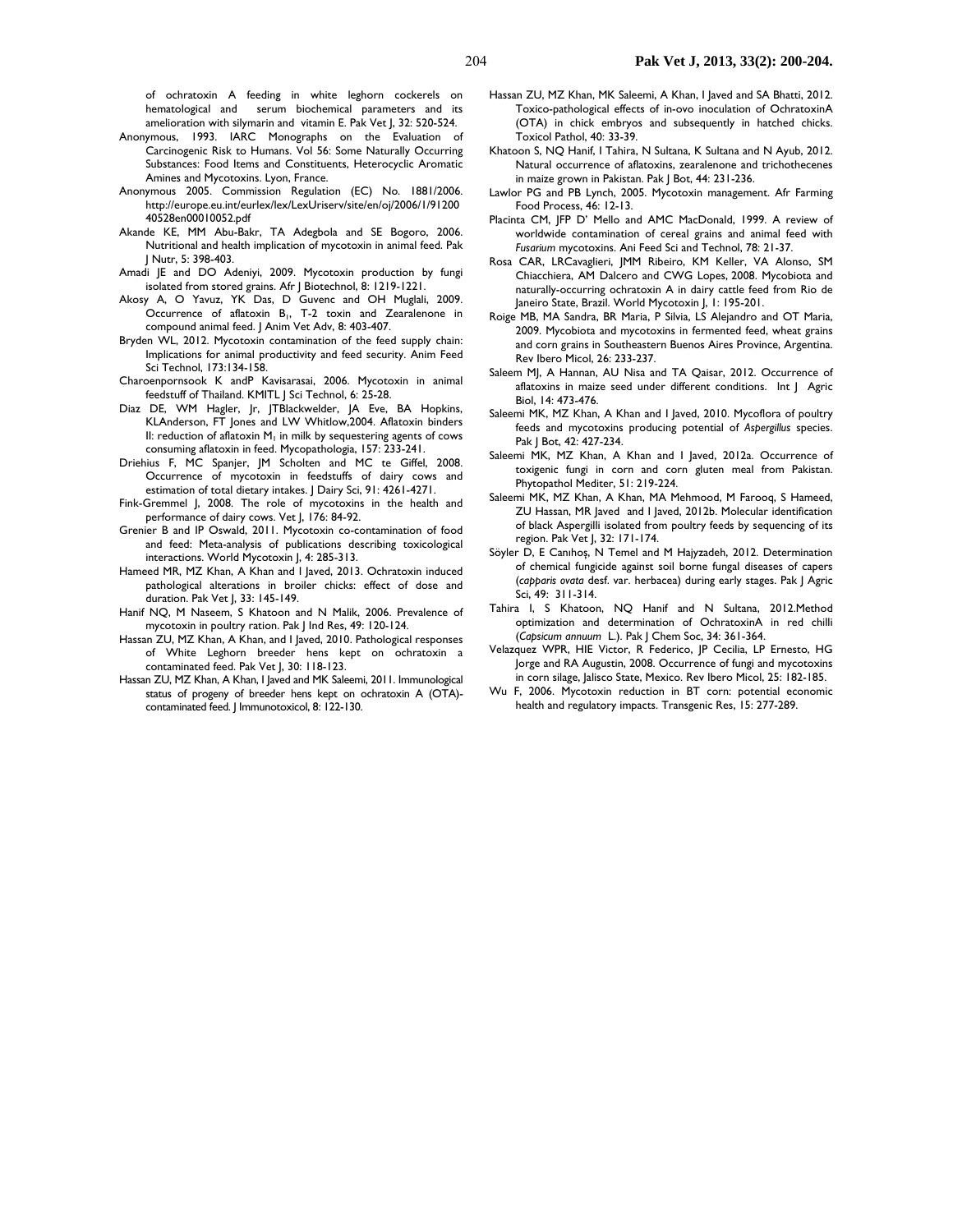of ochratoxin A feeding in white leghorn cockerels on hematological and serum biochemical parameters and its amelioration with silymarin and vitamin E. Pak Vet J, 32: 520-524.

Anonymous, 1993. IARC Monographs on the Evaluation of Carcinogenic Risk to Humans. Vol 56: Some Naturally Occurring Substances: Food Items and Constituents, Heterocyclic Aromatic Amines and Mycotoxins. Lyon, France.

Anonymous 2005. Commission Regulation (EC) No. 1881/2006. http://europe.eu.int/eurlex/lex/LexUriserv/site/en/oj/2006/1/91200 40528en00010052.pdf

Akande KE, MM Abu-Bakr, TA Adegbola and SE Bogoro, 2006. Nutritional and health implication of mycotoxin in animal feed. Pak J Nutr, 5: 398-403.

Amadi JE and DO Adeniyi, 2009. Mycotoxin production by fungi isolated from stored grains. Afr J Biotechnol, 8: 1219-1221.

Akosy A, O Yavuz, YK Das, D Guvenc and OH Muglali, 2009. Occurrence of aflatoxin $B_1$, T-2 toxin and Zearalenone in compound animal feed. J Anim Vet Adv, 8: 403-407.

Bryden WL, 2012. Mycotoxin contamination of the feed supply chain: Implications for animal productivity and feed security. Anim Feed Sci Technol, 173:134-158.

Charoenpornsook K andP Kavisarasai, 2006. Mycotoxin in animal feedstuff of Thailand. KMITL J Sci Technol, 6: 25-28.

Diaz DE, WM Hagler, Jr, JTBlackwelder, JA Eve, BA Hopkins, KLAnderson, FT Jones and LW Whitlow,2004. Aflatoxin binders II: reduction of aflatoxin $M_1$ in milk by sequestering agents of cows consuming aflatoxin in feed. Mycopathologia, 157: 233-241.

Driehius F, MC Spanjer, JM Scholten and MC te Giffel, 2008. Occurrence of mycotoxin in feedstuffs of dairy cows and estimation of total dietary intakes. J Dairy Sci, 91: 4261-4271.

Fink-Gremmel J, 2008. The role of mycotoxins in the health and performance of dairy cows. Vet J, 176: 84-92.

Grenier B and IP Oswald, 2011. Mycotoxin co-contamination of food and feed: Meta-analysis of publications describing toxicological interactions. World Mycotoxin J, 4: 285-313.

Hameed MR, MZ Khan, A Khan and I Javed, 2013. Ochratoxin induced pathological alterations in broiler chicks: effect of dose and duration. Pak Vet J, 33: 145-149.

Hanif NQ, M Naseem, S Khatoon and N Malik, 2006. Prevalence of mycotoxin in poultry ration. Pak J Ind Res, 49: 120-124.

Hassan ZU, MZ Khan, A Khan, and I Javed, 2010. Pathological responses of White Leghorn breeder hens kept on ochratoxin a contaminated feed. Pak Vet J, 30: 118-123.

Hassan ZU, MZ Khan, A Khan, I Javed and MK Saleemi, 2011. Immunological status of progeny of breeder hens kept on ochratoxin A (OTA)-contaminated feed. J Immunotoxicol, 8: 122-130.

Hassan ZU, MZ Khan, MK Saleemi, A Khan, I Javed and SA Bhatti, 2012. Toxico-pathological effects of in-ovo inoculation of OchratoxinA (OTA) in chick embryos and subsequently in hatched chicks. Toxicol Pathol, 40: 33-39.

Khatoon S, NQ Hanif, I Tahira, N Sultana, K Sultana and N Ayub, 2012. Natural occurrence of aflatoxins, zearalenone and trichothecenes in maize grown in Pakistan. Pak J Bot, 44: 231-236.

Lawlor PG and PB Lynch, 2005. Mycotoxin management. Afr Farming Food Process, 46: 12-13.

Placinta CM, JFP D' Mello and AMC MacDonald, 1999. A review of worldwide contamination of cereal grains and animal feed with *Fusarium* mycotoxins. Ani Feed Sci and Technol, 78: 21-37.

Rosa CAR, LRCavaglieri, JMM Ribeiro, KM Keller, VA Alonso, SM Chiacchiera, AM Dalcero and CWG Lopes, 2008. Mycobiota and naturally-occurring ochratoxin A in dairy cattle feed from Rio de Janeiro State, Brazil. World Mycotoxin J, 1: 195-201.

Roige MB, MA Sandra, BR Maria, P Silvia, LS Alejandro and OT Maria, 2009. Mycobiota and mycotoxins in fermented feed, wheat grains and corn grains in Southeastern Buenos Aires Province, Argentina. Rev Ibero Micol, 26: 233-237.

Saleem MJ, A Hannan, AU Nisa and TA Qaisar, 2012. Occurrence of aflatoxins in maize seed under different conditions. Int J Agric Biol, 14: 473-476.

Saleemi MK, MZ Khan, A Khan and I Javed, 2010. Mycoflora of poultry feeds and mycotoxins producing potential of *Aspergillus* species. Pak J Bot, 42: 427-234.

Saleemi MK, MZ Khan, A Khan and I Javed, 2012a. Occurrence of toxigenic fungi in corn and corn gluten meal from Pakistan. Phytopathol Mediter, 51: 219-224.

Saleemi MK, MZ Khan, A Khan, MA Mehmood, M Farooq, S Hameed, ZU Hassan, MR Javed and I Javed, 2012b. Molecular identification of black Aspergilli isolated from poultry feeds by sequencing of its region. Pak Vet J, 32: 171-174.

Söyler D, E Canıhoş, N Temel and M Hajyzadeh, 2012. Determination of chemical fungicide against soil borne fungal diseases of capers (*capparis ovata* desf. var. herbacea) during early stages. Pak J Agric Sci, 49: 311-314.

Tahira I, S Khatoon, NQ Hanif and N Sultana, 2012.Method optimization and determination of OchratoxinA in red chilli (*Capsicum annuum* L.). Pak J Chem Soc, 34: 361-364.

Velazquez WPR, HIE Victor, R Federico, JP Cecilia, LP Ernesto, HG Jorge and RA Augustin, 2008. Occurrence of fungi and mycotoxins in corn silage, Jalisco State, Mexico. Rev Ibero Micol, 25: 182-185.

Wu F, 2006. Mycotoxin reduction in BT corn: potential economic health and regulatory impacts. Transgenic Res, 15: 277-289.